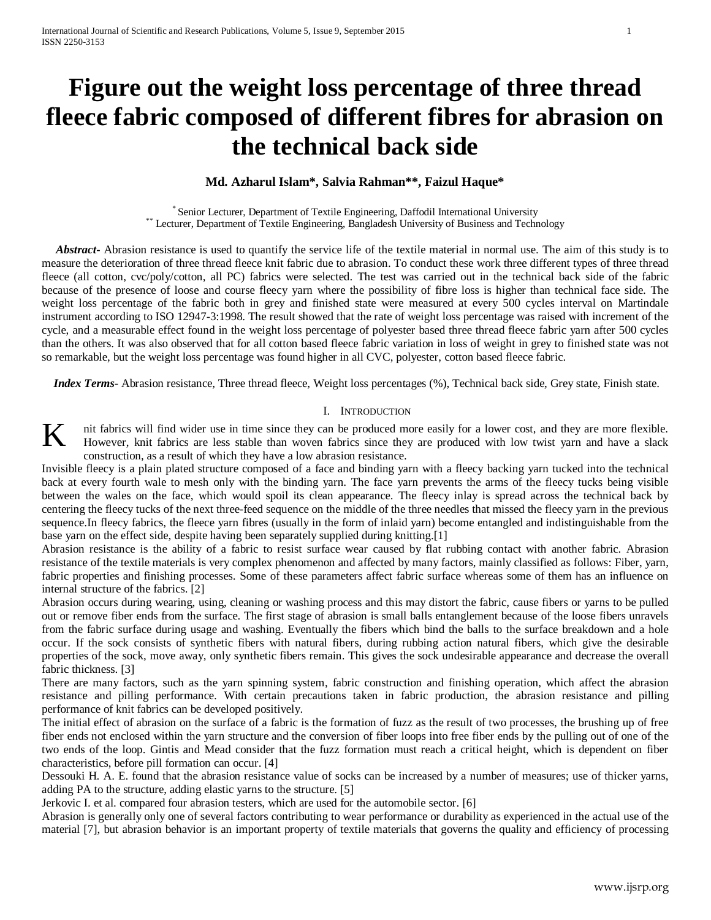# Figure out the weight loss percentage of three thread fleece fabric composed of different fibres for abrasion on the technical back side

**Md. Azharul Islam\*, Salvia Rahman\*\*, Faizul Haque\***

\* Senior Lecturer, Department of Textile Engineering, Daffodil International University
\*\* Lecturer, Department of Textile Engineering, Bangladesh University of Business and Technology

***Abstract-*** Abrasion resistance is used to quantify the service life of the textile material in normal use. The aim of this study is to measure the deterioration of three thread fleece knit fabric due to abrasion. To conduct these work three different types of three thread fleece (all cotton, cvc/poly/cotton, all PC) fabrics were selected. The test was carried out in the technical back side of the fabric because of the presence of loose and course fleecy yarn where the possibility of fibre loss is higher than technical face side. The weight loss percentage of the fabric both in grey and finished state were measured at every 500 cycles interval on Martindale instrument according to ISO 12947-3:1998. The result showed that the rate of weight loss percentage was raised with increment of the cycle, and a measurable effect found in the weight loss percentage of polyester based three thread fleece fabric yarn after 500 cycles than the others. It was also observed that for all cotton based fleece fabric variation in loss of weight in grey to finished state was not so remarkable, but the weight loss percentage was found higher in all CVC, polyester, cotton based fleece fabric.

***Index Terms-*** Abrasion resistance, Three thread fleece, Weight loss percentages (%), Technical back side, Grey state, Finish state.

## I. Introduction

Knit fabrics will find wider use in time since they can be produced more easily for a lower cost, and they are more flexible. However, knit fabrics are less stable than woven fabrics since they are produced with low twist yarn and have a slack construction, as a result of which they have a low abrasion resistance.

Invisible fleecy is a plain plated structure composed of a face and binding yarn with a fleecy backing yarn tucked into the technical back at every fourth wale to mesh only with the binding yarn. The face yarn prevents the arms of the fleecy tucks being visible between the wales on the face, which would spoil its clean appearance. The fleecy inlay is spread across the technical back by centering the fleecy tucks of the next three-feed sequence on the middle of the three needles that missed the fleecy yarn in the previous sequence.In fleecy fabrics, the fleece yarn fibres (usually in the form of inlaid yarn) become entangled and indistinguishable from the base yarn on the effect side, despite having been separately supplied during knitting.[1]

Abrasion resistance is the ability of a fabric to resist surface wear caused by flat rubbing contact with another fabric. Abrasion resistance of the textile materials is very complex phenomenon and affected by many factors, mainly classified as follows: Fiber, yarn, fabric properties and finishing processes. Some of these parameters affect fabric surface whereas some of them has an influence on internal structure of the fabrics. [2]

Abrasion occurs during wearing, using, cleaning or washing process and this may distort the fabric, cause fibers or yarns to be pulled out or remove fiber ends from the surface. The first stage of abrasion is small balls entanglement because of the loose fibers unravels from the fabric surface during usage and washing. Eventually the fibers which bind the balls to the surface breakdown and a hole occur. If the sock consists of synthetic fibers with natural fibers, during rubbing action natural fibers, which give the desirable properties of the sock, move away, only synthetic fibers remain. This gives the sock undesirable appearance and decrease the overall fabric thickness. [3]

There are many factors, such as the yarn spinning system, fabric construction and finishing operation, which affect the abrasion resistance and pilling performance. With certain precautions taken in fabric production, the abrasion resistance and pilling performance of knit fabrics can be developed positively.

The initial effect of abrasion on the surface of a fabric is the formation of fuzz as the result of two processes, the brushing up of free fiber ends not enclosed within the yarn structure and the conversion of fiber loops into free fiber ends by the pulling out of one of the two ends of the loop. Gintis and Mead consider that the fuzz formation must reach a critical height, which is dependent on fiber characteristics, before pill formation can occur. [4]

Dessouki H. A. E. found that the abrasion resistance value of socks can be increased by a number of measures; use of thicker yarns, adding PA to the structure, adding elastic yarns to the structure. [5]

Jerkovic I. et al. compared four abrasion testers, which are used for the automobile sector. [6]

Abrasion is generally only one of several factors contributing to wear performance or durability as experienced in the actual use of the material [7], but abrasion behavior is an important property of textile materials that governs the quality and efficiency of processing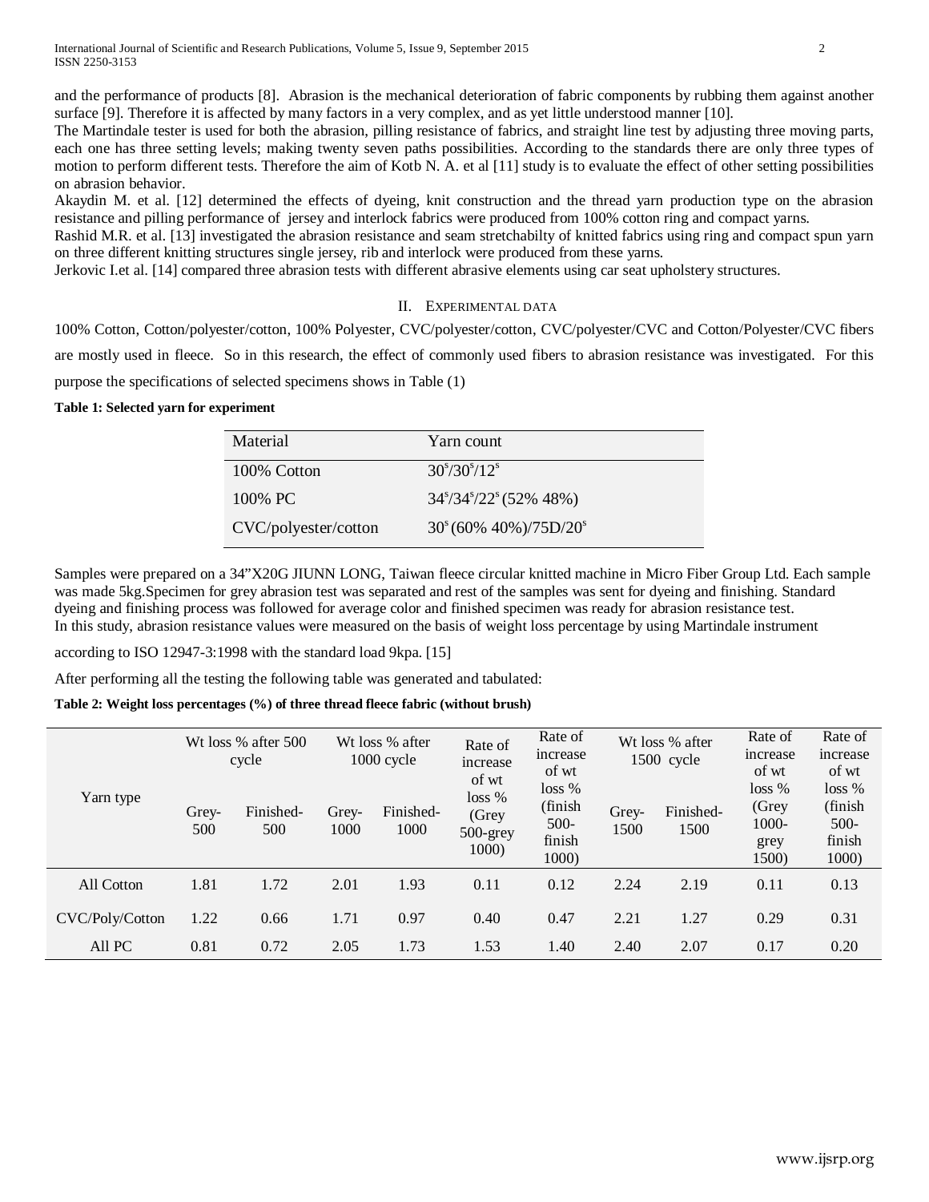and the performance of products [8]. Abrasion is the mechanical deterioration of fabric components by rubbing them against another surface [9]. Therefore it is affected by many factors in a very complex, and as yet little understood manner [10].

The Martindale tester is used for both the abrasion, pilling resistance of fabrics, and straight line test by adjusting three moving parts, each one has three setting levels; making twenty seven paths possibilities. According to the standards there are only three types of motion to perform different tests. Therefore the aim of Kotb N. A. et al [11] study is to evaluate the effect of other setting possibilities on abrasion behavior.

Akaydin M. et al. [12] determined the effects of dyeing, knit construction and the thread yarn production type on the abrasion resistance and pilling performance of jersey and interlock fabrics were produced from 100% cotton ring and compact yarns.

Rashid M.R. et al. [13] investigated the abrasion resistance and seam stretchabilty of knitted fabrics using ring and compact spun yarn on three different knitting structures single jersey, rib and interlock were produced from these yarns.

Jerkovic I.et al. [14] compared three abrasion tests with different abrasive elements using car seat upholstery structures.

## II. Experimental Data

100% Cotton, Cotton/polyester/cotton, 100% Polyester, CVC/polyester/cotton, CVC/polyester/CVC and Cotton/Polyester/CVC fibers are mostly used in fleece. So in this research, the effect of commonly used fibers to abrasion resistance was investigated. For this purpose the specifications of selected specimens shows in Table (1)

**Table 1: Selected yarn for experiment**

| Material | Yarn count |
|---|---|
| 100% Cotton | $30^s/30^s/12^s$ |
| 100% PC | $34^s/34^s/22^s$ (52% 48%) |
| CVC/polyester/cotton | $30^s$ (60% 40%)/75D/$20^s$ |

Samples were prepared on a 34"X20G JIUNN LONG, Taiwan fleece circular knitted machine in Micro Fiber Group Ltd. Each sample was made 5kg.Specimen for grey abrasion test was separated and rest of the samples was sent for dyeing and finishing. Standard dyeing and finishing process was followed for average color and finished specimen was ready for abrasion resistance test.

In this study, abrasion resistance values were measured on the basis of weight loss percentage by using Martindale instrument according to ISO 12947-3:1998 with the standard load 9kpa. [15]

After performing all the testing the following table was generated and tabulated:

**Table 2: Weight loss percentages (%) of three thread fleece fabric (without brush)**

| Yarn type | Wt loss % after 500 cycle | | Wt loss % after 1000 cycle | | Rate of increase of wt loss % (Grey 500-grey 1000) | Rate of increase of wt loss % (finish 500-finish 1000) | Wt loss % after 1500 cycle | | Rate of increase of wt loss % (Grey 1000-grey 1500) | Rate of increase of wt loss % (finish 500-finish 1000) |
|---|---|---|---|---|---|---|---|---|---|---|
| | Grey-500 | Finished-500 | Grey-1000 | Finished-1000 | | | Grey-1500 | Finished-1500 | | |
| All Cotton | 1.81 | 1.72 | 2.01 | 1.93 | 0.11 | 0.12 | 2.24 | 2.19 | 0.11 | 0.13 |
| CVC/Poly/Cotton | 1.22 | 0.66 | 1.71 | 0.97 | 0.40 | 0.47 | 2.21 | 1.27 | 0.29 | 0.31 |
| All PC | 0.81 | 0.72 | 2.05 | 1.73 | 1.53 | 1.40 | 2.40 | 2.07 | 0.17 | 0.20 |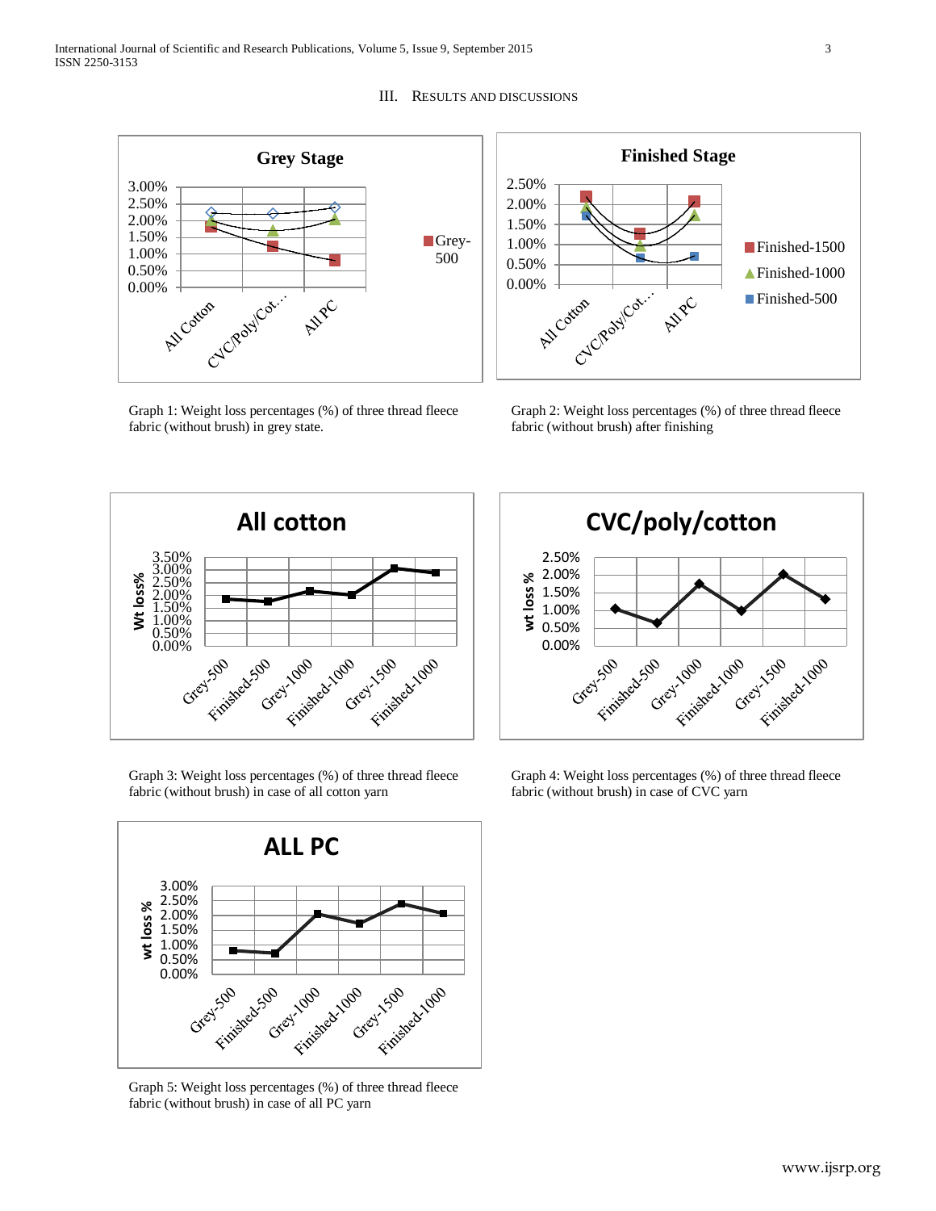## III. RESULTS AND DISCUSSIONS

Grey Stage

3.00%
2.50%
2.00%
1.50%
1.00%
0.50%
0.00%

All Cotton
CVC/Poly/Cot...
All PC

Grey-500

Graph 1: Weight loss percentages (%) of three thread fleece fabric (without brush) in grey state.

Finished Stage

2.50%
2.00%
1.50%
1.00%
0.50%
0.00%

All Cotton
CVC/Poly/Cot...
All PC

Finished-1500
Finished-1000
Finished-500

Graph 2: Weight loss percentages (%) of three thread fleece fabric (without brush) after finishing

All cotton

Wt loss%

3.50%
3.00%
2.50%
2.00%
1.50%
1.00%
0.50%
0.00%

Grey-500
Finished-500
Grey-1000
Finished-1000
Grey-1500
Finished-1000

Graph 3: Weight loss percentages (%) of three thread fleece fabric (without brush) in case of all cotton yarn

CVC/poly/cotton

wt loss %

2.50%
2.00%
1.50%
1.00%
0.50%
0.00%

Grey-500
Finished-500
Grey-1000
Finished-1000
Grey-1500
Finished-1000

Graph 4: Weight loss percentages (%) of three thread fleece fabric (without brush) in case of CVC yarn

ALL PC

wt loss %

3.00%
2.50%
2.00%
1.50%
1.00%
0.50%
0.00%

Grey-500
Finished-500
Grey-1000
Finished-1000
Grey-1500
Finished-1000

Graph 5: Weight loss percentages (%) of three thread fleece fabric (without brush) in case of all PC yarn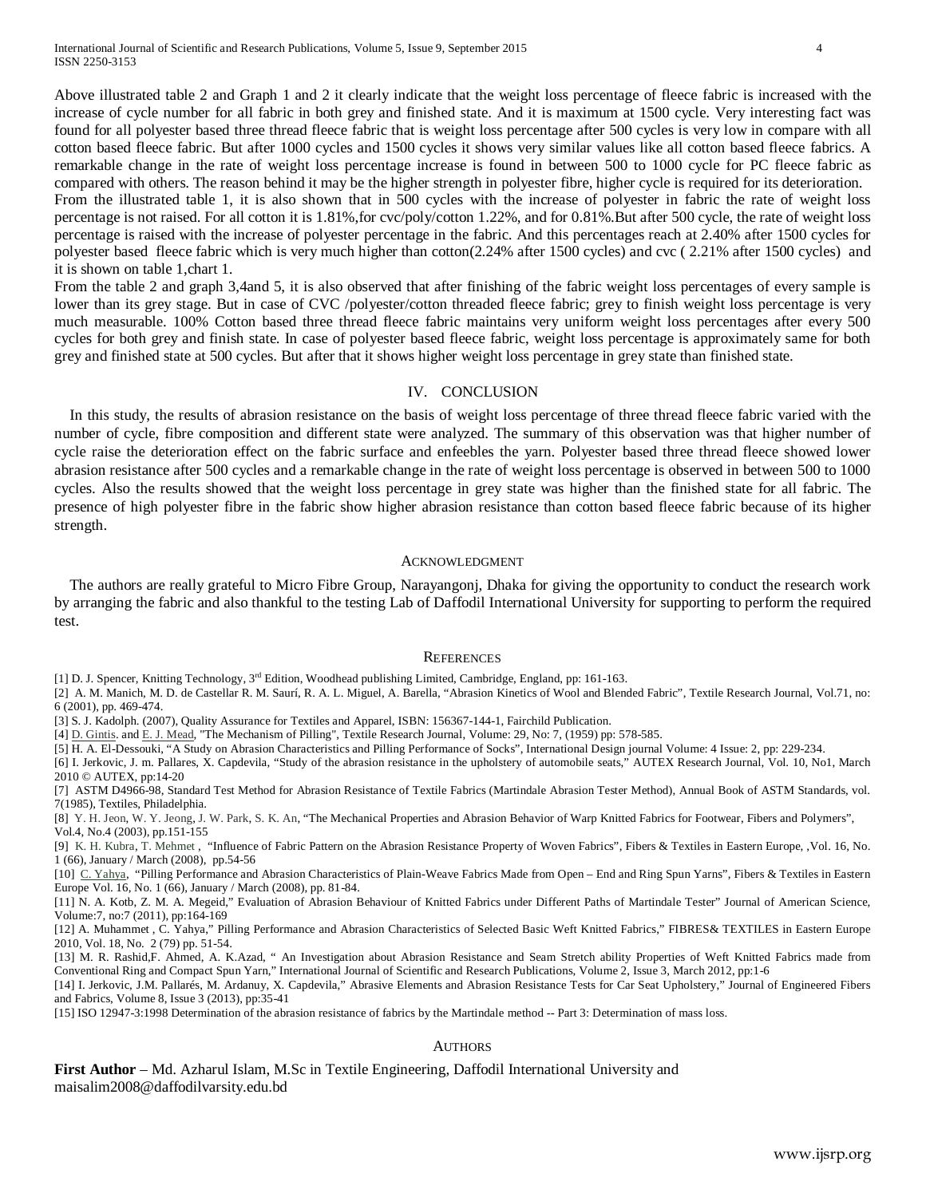Above illustrated table 2 and Graph 1 and 2 it clearly indicate that the weight loss percentage of fleece fabric is increased with the increase of cycle number for all fabric in both grey and finished state. And it is maximum at 1500 cycle. Very interesting fact was found for all polyester based three thread fleece fabric that is weight loss percentage after 500 cycles is very low in compare with all cotton based fleece fabric. But after 1000 cycles and 1500 cycles it shows very similar values like all cotton based fleece fabrics. A remarkable change in the rate of weight loss percentage increase is found in between 500 to 1000 cycle for PC fleece fabric as compared with others. The reason behind it may be the higher strength in polyester fibre, higher cycle is required for its deterioration.
From the illustrated table 1, it is also shown that in 500 cycles with the increase of polyester in fabric the rate of weight loss percentage is not raised. For all cotton it is 1.81%,for cvc/poly/cotton 1.22%, and for 0.81%.But after 500 cycle, the rate of weight loss percentage is raised with the increase of polyester percentage in the fabric. And this percentages reach at 2.40% after 1500 cycles for polyester based fleece fabric which is very much higher than cotton(2.24% after 1500 cycles) and cvc ( 2.21% after 1500 cycles) and it is shown on table 1,chart 1.
From the table 2 and graph 3,4and 5, it is also observed that after finishing of the fabric weight loss percentages of every sample is lower than its grey stage. But in case of CVC /polyester/cotton threaded fleece fabric; grey to finish weight loss percentage is very much measurable. 100% Cotton based three thread fleece fabric maintains very uniform weight loss percentages after every 500 cycles for both grey and finish state. In case of polyester based fleece fabric, weight loss percentage is approximately same for both grey and finished state at 500 cycles. But after that it shows higher weight loss percentage in grey state than finished state.

## IV. CONCLUSION

In this study, the results of abrasion resistance on the basis of weight loss percentage of three thread fleece fabric varied with the number of cycle, fibre composition and different state were analyzed. The summary of this observation was that higher number of cycle raise the deterioration effect on the fabric surface and enfeebles the yarn. Polyester based three thread fleece showed lower abrasion resistance after 500 cycles and a remarkable change in the rate of weight loss percentage is observed in between 500 to 1000 cycles. Also the results showed that the weight loss percentage in grey state was higher than the finished state for all fabric. The presence of high polyester fibre in the fabric show higher abrasion resistance than cotton based fleece fabric because of its higher strength.

## ACKNOWLEDGMENT

The authors are really grateful to Micro Fibre Group, Narayangonj, Dhaka for giving the opportunity to conduct the research work by arranging the fabric and also thankful to the testing Lab of Daffodil International University for supporting to perform the required test.

## REFERENCES

[1] D. J. Spencer, Knitting Technology, 3rd Edition, Woodhead publishing Limited, Cambridge, England, pp: 161-163.
[2] A. M. Manich, M. D. de Castellar R. M. Saurí, R. A. L. Miguel, A. Barella, "Abrasion Kinetics of Wool and Blended Fabric", Textile Research Journal, Vol.71, no: 6 (2001), pp. 469-474.
[3] S. J. Kadolph. (2007), Quality Assurance for Textiles and Apparel, ISBN: 156367-144-1, Fairchild Publication.
[4] D. Gintis. and E. J. Mead, "The Mechanism of Pilling", Textile Research Journal, Volume: 29, No: 7, (1959) pp: 578-585.
[5] H. A. El-Dessouki, "A Study on Abrasion Characteristics and Pilling Performance of Socks", International Design journal Volume: 4 Issue: 2, pp: 229-234.
[6] I. Jerkovic, J. m. Pallares, X. Capdevila, "Study of the abrasion resistance in the upholstery of automobile seats," AUTEX Research Journal, Vol. 10, No1, March 2010 © AUTEX, pp:14-20
[7] ASTM D4966-98, Standard Test Method for Abrasion Resistance of Textile Fabrics (Martindale Abrasion Tester Method), Annual Book of ASTM Standards, vol. 7(1985), Textiles, Philadelphia.
[8] Y. H. Jeon, W. Y. Jeong, J. W. Park, S. K. An, "The Mechanical Properties and Abrasion Behavior of Warp Knitted Fabrics for Footwear, Fibers and Polymers", Vol.4, No.4 (2003), pp.151-155
[9] K. H. Kubra, T. Mehmet , "Influence of Fabric Pattern on the Abrasion Resistance Property of Woven Fabrics", Fibers & Textiles in Eastern Europe, ,Vol. 16, No. 1 (66), January / March (2008), pp.54-56
[10] C. Yahya, "Pilling Performance and Abrasion Characteristics of Plain-Weave Fabrics Made from Open – End and Ring Spun Yarns", Fibers & Textiles in Eastern Europe Vol. 16, No. 1 (66), January / March (2008), pp. 81-84.
[11] N. A. Kotb, Z. M. A. Megeid," Evaluation of Abrasion Behaviour of Knitted Fabrics under Different Paths of Martindale Tester" Journal of American Science, Volume:7, no:7 (2011), pp:164-169
[12] A. Muhammet , C. Yahya," Pilling Performance and Abrasion Characteristics of Selected Basic Weft Knitted Fabrics," FIBRES& TEXTILES in Eastern Europe 2010, Vol. 18, No. 2 (79) pp. 51-54.
[13] M. R. Rashid,F. Ahmed, A. K.Azad, " An Investigation about Abrasion Resistance and Seam Stretch ability Properties of Weft Knitted Fabrics made from Conventional Ring and Compact Spun Yarn," International Journal of Scientific and Research Publications, Volume 2, Issue 3, March 2012, pp:1-6
[14] I. Jerkovic, J.M. Pallarés, M. Ardanuy, X. Capdevila," Abrasive Elements and Abrasion Resistance Tests for Car Seat Upholstery," Journal of Engineered Fibers and Fabrics, Volume 8, Issue 3 (2013), pp:35-41
[15] ISO 12947-3:1998 Determination of the abrasion resistance of fabrics by the Martindale method -- Part 3: Determination of mass loss.

## AUTHORS

**First Author** – Md. Azharul Islam, M.Sc in Textile Engineering, Daffodil International University and maisalim2008@daffodilvarsity.edu.bd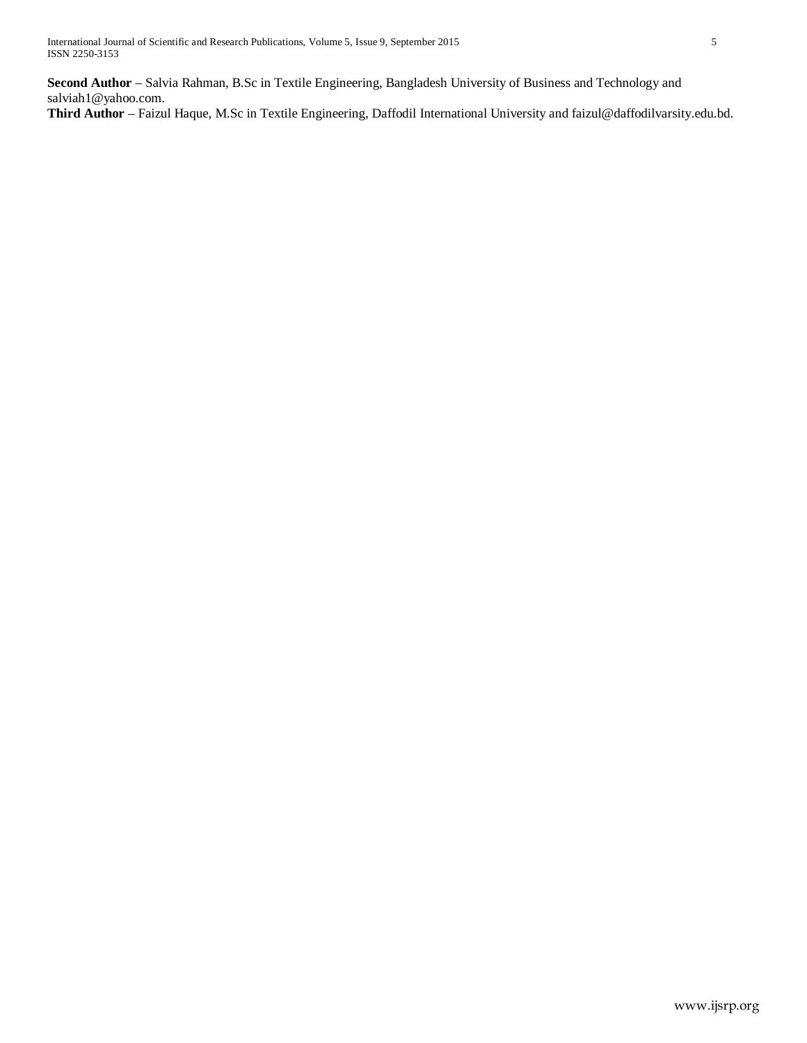**Second Author** – Salvia Rahman, B.Sc in Textile Engineering, Bangladesh University of Business and Technology and salviah1@yahoo.com.

**Third Author** – Faizul Haque, M.Sc in Textile Engineering, Daffodil International University and faizul@daffodilvarsity.edu.bd.